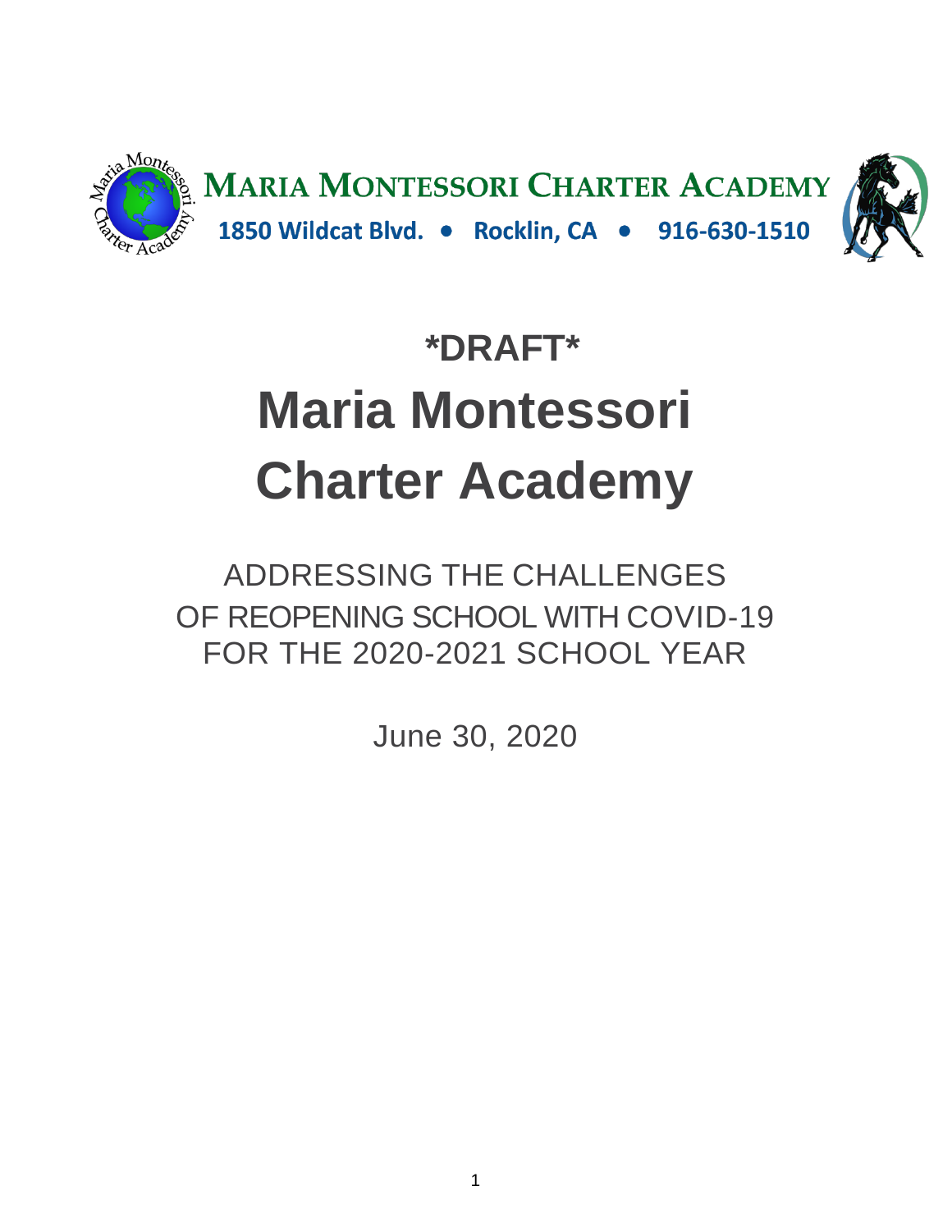**MARIA MONTESSORI CHARTER ACADEMY**

1850 Wildcat Blvd. • Rocklin, CA • 916-630-1510

# *DRAFT*

# Maria Montessori Charter Academy

ADDRESSING THE CHALLENGES
OF REOPENING SCHOOL WITH COVID-19
FOR THE 2020-2021 SCHOOL YEAR

June 30, 2020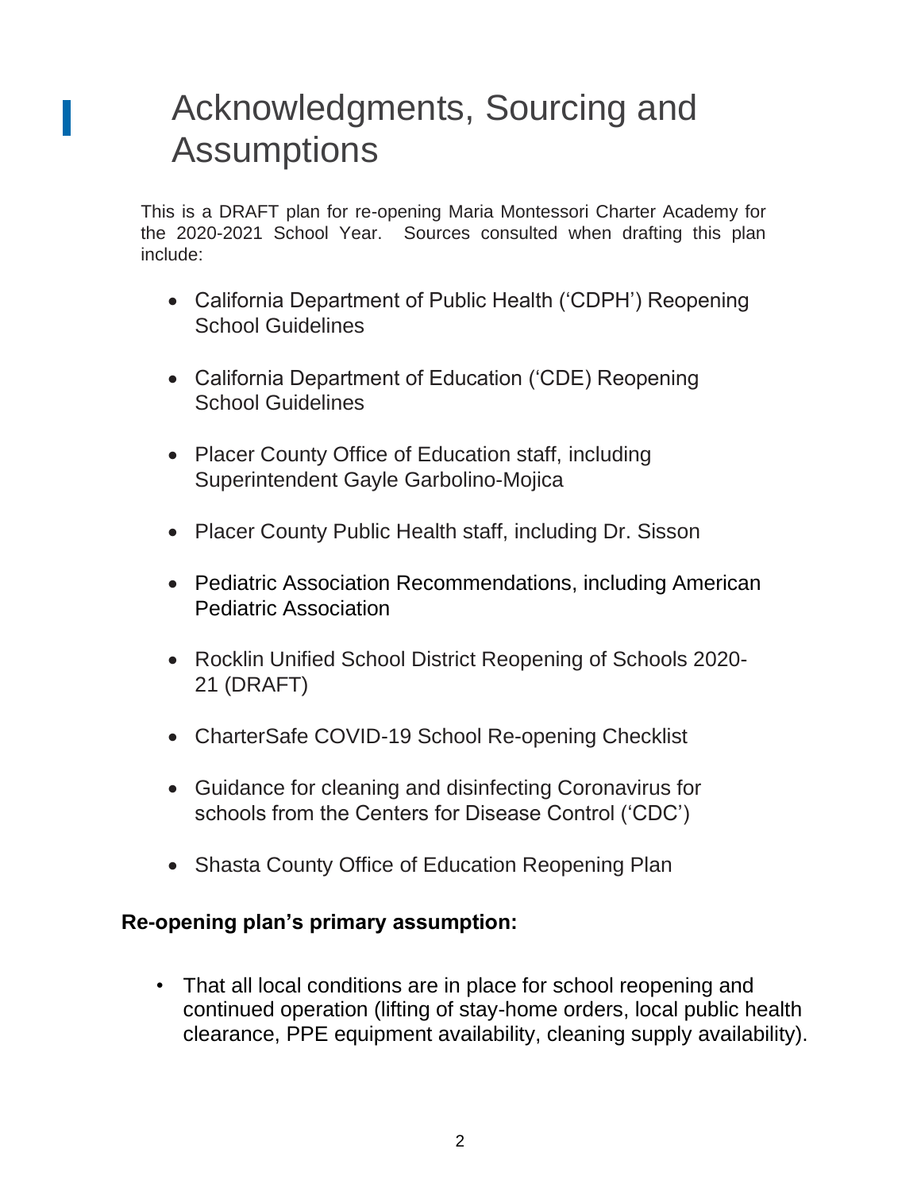# Acknowledgments, Sourcing and Assumptions

This is a DRAFT plan for re-opening Maria Montessori Charter Academy for the 2020-2021 School Year. Sources consulted when drafting this plan include:

- California Department of Public Health ('CDPH') Reopening School Guidelines
- California Department of Education ('CDE) Reopening School Guidelines
- Placer County Office of Education staff, including Superintendent Gayle Garbolino-Mojica
- Placer County Public Health staff, including Dr. Sisson
- Pediatric Association Recommendations, including American Pediatric Association
- Rocklin Unified School District Reopening of Schools 2020-21 (DRAFT)
- CharterSafe COVID-19 School Re-opening Checklist
- Guidance for cleaning and disinfecting Coronavirus for schools from the Centers for Disease Control ('CDC')
- Shasta County Office of Education Reopening Plan

**Re-opening plan's primary assumption:**

- That all local conditions are in place for school reopening and continued operation (lifting of stay-home orders, local public health clearance, PPE equipment availability, cleaning supply availability).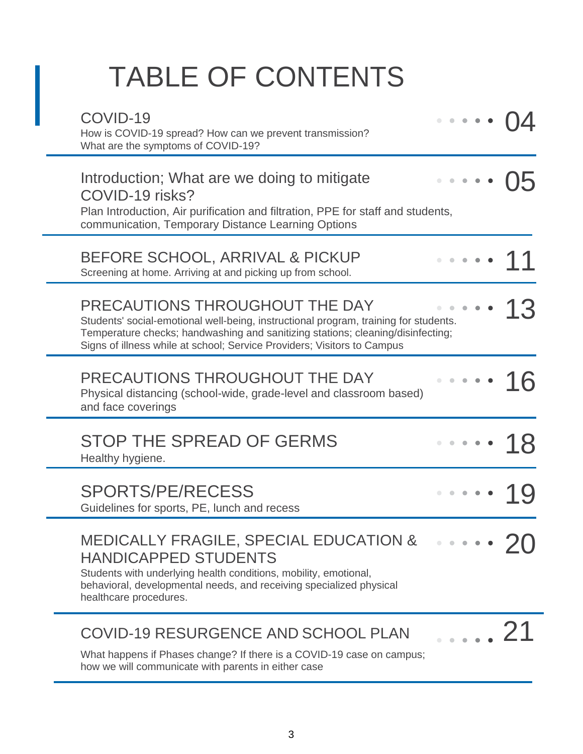# TABLE OF CONTENTS

| Section | Page |
|---|---|
| **COVID-19**<br>How is COVID-19 spread? How can we prevent transmission? What are the symptoms of COVID-19? | 04 |
| **Introduction; What are we doing to mitigate COVID-19 risks?**<br>Plan Introduction, Air purification and filtration, PPE for staff and students, communication, Temporary Distance Learning Options | 05 |
| **BEFORE SCHOOL, ARRIVAL & PICKUP**<br>Screening at home. Arriving at and picking up from school. | 11 |
| **PRECAUTIONS THROUGHOUT THE DAY**<br>Students' social-emotional well-being, instructional program, training for students. Temperature checks; handwashing and sanitizing stations; cleaning/disinfecting; Signs of illness while at school; Service Providers; Visitors to Campus | 13 |
| **PRECAUTIONS THROUGHOUT THE DAY**<br>Physical distancing (school-wide, grade-level and classroom based) and face coverings | 16 |
| **STOP THE SPREAD OF GERMS**<br>Healthy hygiene. | 18 |
| **SPORTS/PE/RECESS**<br>Guidelines for sports, PE, lunch and recess | 19 |
| **MEDICALLY FRAGILE, SPECIAL EDUCATION & HANDICAPPED STUDENTS**<br>Students with underlying health conditions, mobility, emotional, behavioral, developmental needs, and receiving specialized physical healthcare procedures. | 20 |
| **COVID-19 RESURGENCE AND SCHOOL PLAN**<br>What happens if Phases change? If there is a COVID-19 case on campus; how we will communicate with parents in either case | 21 |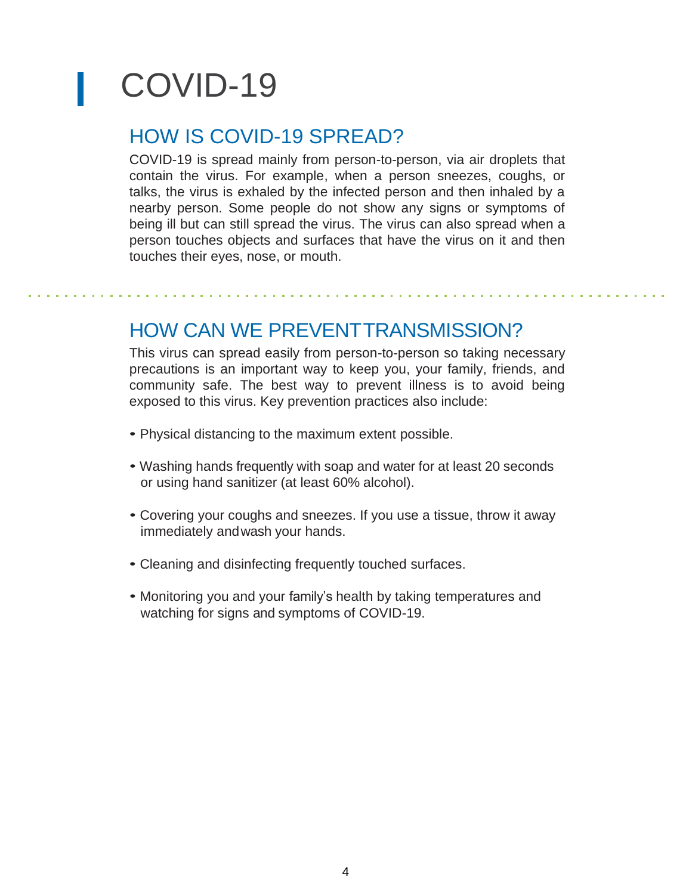# COVID-19

## HOW IS COVID-19 SPREAD?

COVID-19 is spread mainly from person-to-person, via air droplets that contain the virus. For example, when a person sneezes, coughs, or talks, the virus is exhaled by the infected person and then inhaled by a nearby person. Some people do not show any signs or symptoms of being ill but can still spread the virus. The virus can also spread when a person touches objects and surfaces that have the virus on it and then touches their eyes, nose, or mouth.

## HOW CAN WE PREVENT TRANSMISSION?

This virus can spread easily from person-to-person so taking necessary precautions is an important way to keep you, your family, friends, and community safe. The best way to prevent illness is to avoid being exposed to this virus. Key prevention practices also include:

- Physical distancing to the maximum extent possible.
- Washing hands frequently with soap and water for at least 20 seconds or using hand sanitizer (at least 60% alcohol).
- Covering your coughs and sneezes. If you use a tissue, throw it away immediately and wash your hands.
- Cleaning and disinfecting frequently touched surfaces.
- Monitoring you and your family's health by taking temperatures and watching for signs and symptoms of COVID-19.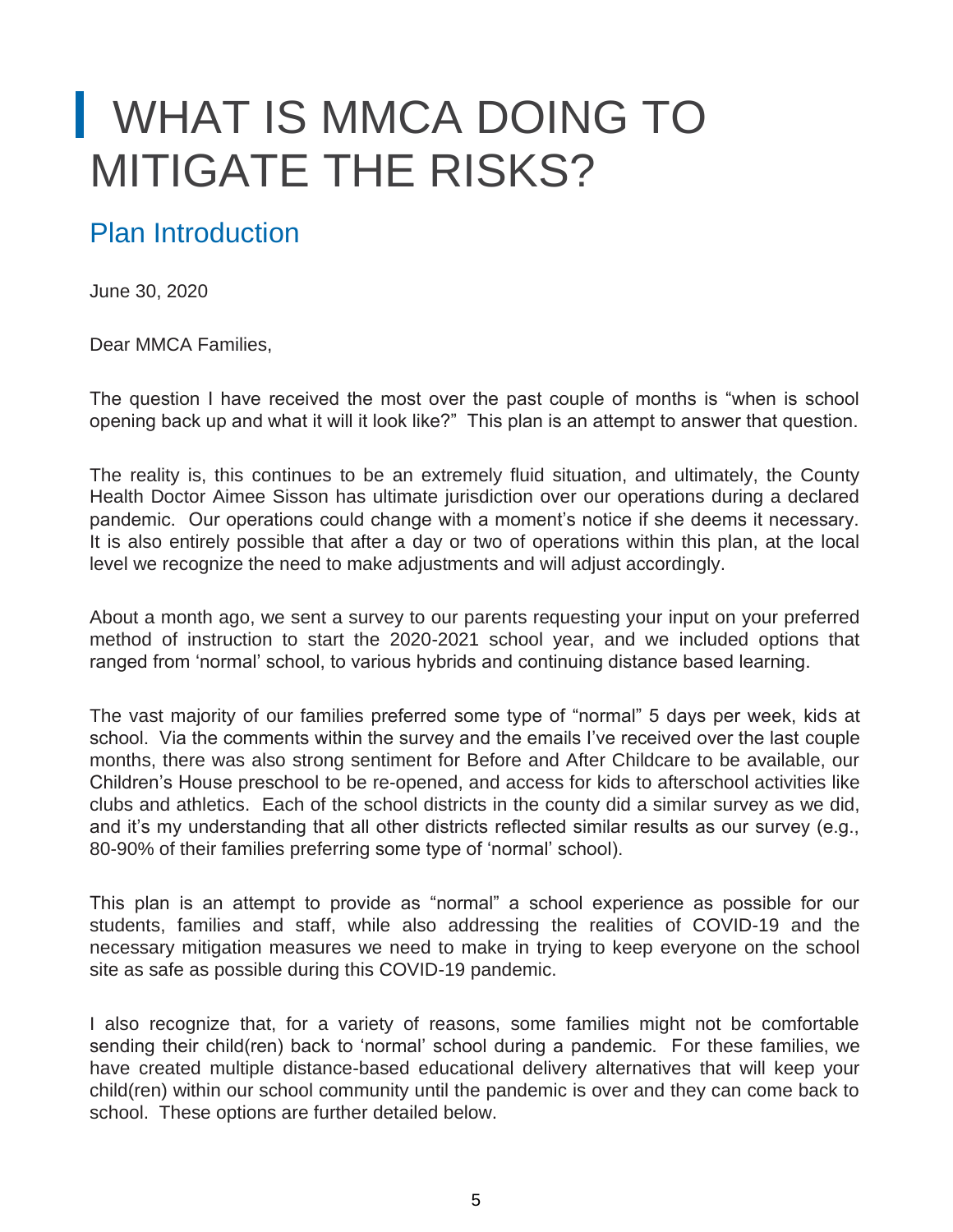# WHAT IS MMCA DOING TO MITIGATE THE RISKS?

## Plan Introduction

June 30, 2020

Dear MMCA Families,

The question I have received the most over the past couple of months is "when is school opening back up and what it will it look like?" This plan is an attempt to answer that question.

The reality is, this continues to be an extremely fluid situation, and ultimately, the County Health Doctor Aimee Sisson has ultimate jurisdiction over our operations during a declared pandemic. Our operations could change with a moment's notice if she deems it necessary. It is also entirely possible that after a day or two of operations within this plan, at the local level we recognize the need to make adjustments and will adjust accordingly.

About a month ago, we sent a survey to our parents requesting your input on your preferred method of instruction to start the 2020-2021 school year, and we included options that ranged from 'normal' school, to various hybrids and continuing distance based learning.

The vast majority of our families preferred some type of "normal" 5 days per week, kids at school. Via the comments within the survey and the emails I've received over the last couple months, there was also strong sentiment for Before and After Childcare to be available, our Children's House preschool to be re-opened, and access for kids to afterschool activities like clubs and athletics. Each of the school districts in the county did a similar survey as we did, and it's my understanding that all other districts reflected similar results as our survey (e.g., 80-90% of their families preferring some type of 'normal' school).

This plan is an attempt to provide as "normal" a school experience as possible for our students, families and staff, while also addressing the realities of COVID-19 and the necessary mitigation measures we need to make in trying to keep everyone on the school site as safe as possible during this COVID-19 pandemic.

I also recognize that, for a variety of reasons, some families might not be comfortable sending their child(ren) back to 'normal' school during a pandemic. For these families, we have created multiple distance-based educational delivery alternatives that will keep your child(ren) within our school community until the pandemic is over and they can come back to school. These options are further detailed below.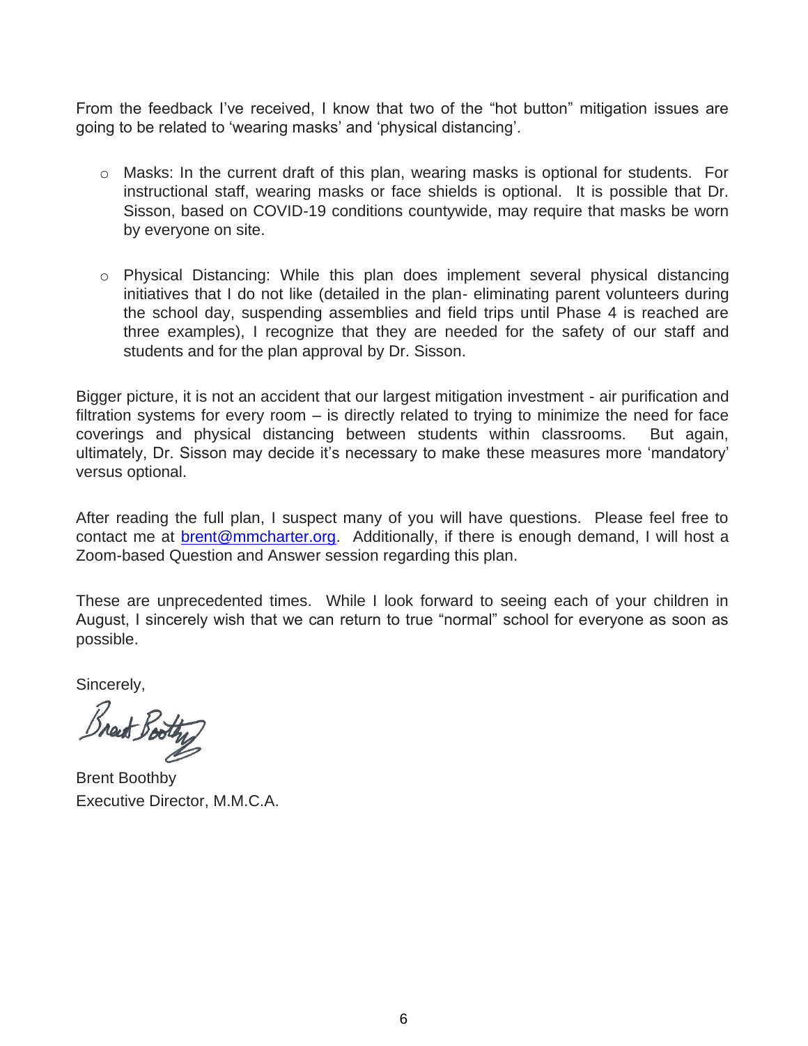From the feedback I've received, I know that two of the "hot button" mitigation issues are going to be related to 'wearing masks' and 'physical distancing'.

- Masks: In the current draft of this plan, wearing masks is optional for students. For instructional staff, wearing masks or face shields is optional. It is possible that Dr. Sisson, based on COVID-19 conditions countywide, may require that masks be worn by everyone on site.

- Physical Distancing: While this plan does implement several physical distancing initiatives that I do not like (detailed in the plan- eliminating parent volunteers during the school day, suspending assemblies and field trips until Phase 4 is reached are three examples), I recognize that they are needed for the safety of our staff and students and for the plan approval by Dr. Sisson.

Bigger picture, it is not an accident that our largest mitigation investment - air purification and filtration systems for every room – is directly related to trying to minimize the need for face coverings and physical distancing between students within classrooms. But again, ultimately, Dr. Sisson may decide it's necessary to make these measures more 'mandatory' versus optional.

After reading the full plan, I suspect many of you will have questions. Please feel free to contact me at brent@mmcharter.org. Additionally, if there is enough demand, I will host a Zoom-based Question and Answer session regarding this plan.

These are unprecedented times. While I look forward to seeing each of your children in August, I sincerely wish that we can return to true "normal" school for everyone as soon as possible.

Sincerely,

Brent Boothby

Brent Boothby
Executive Director, M.M.C.A.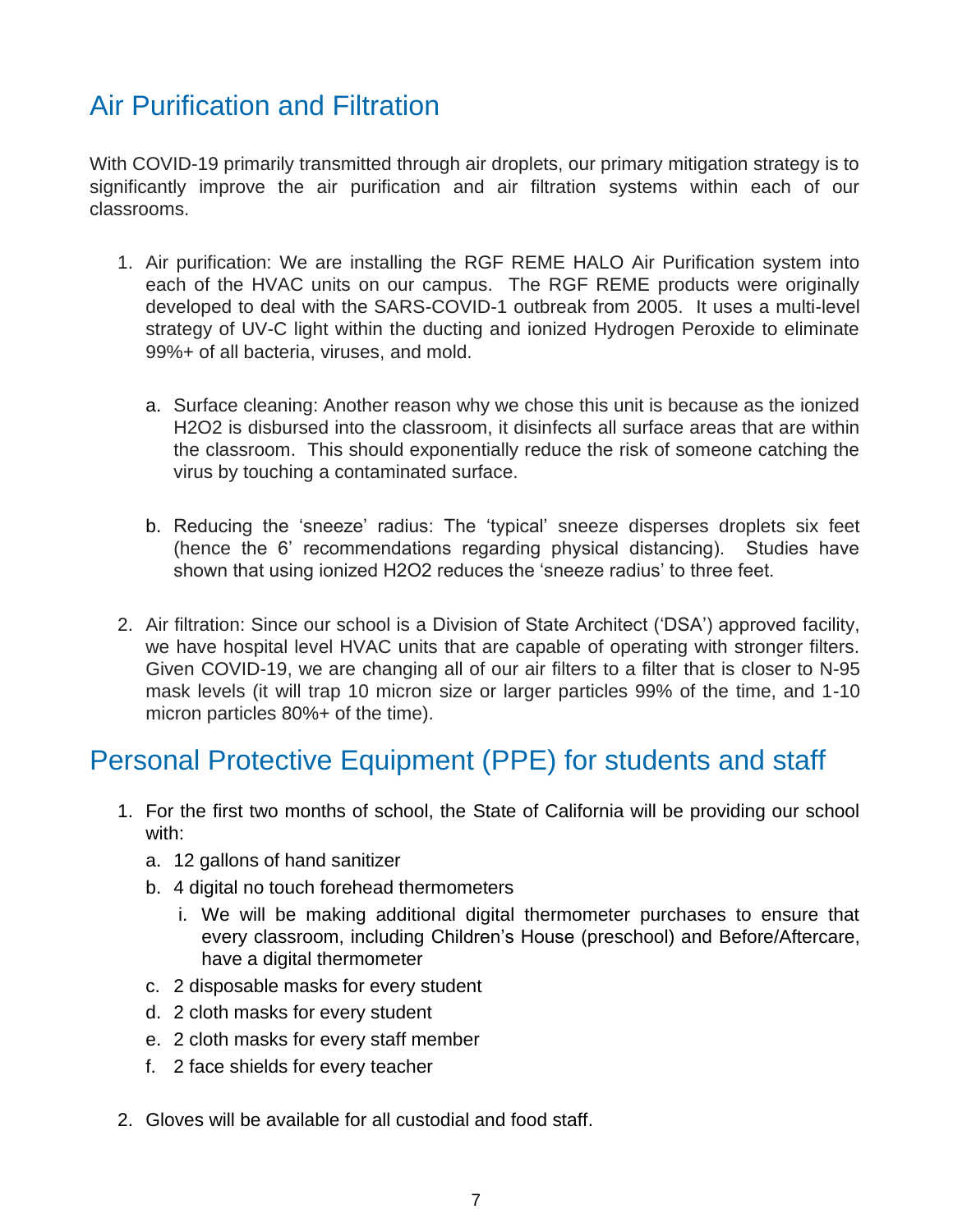## Air Purification and Filtration

With COVID-19 primarily transmitted through air droplets, our primary mitigation strategy is to significantly improve the air purification and air filtration systems within each of our classrooms.

1. Air purification: We are installing the RGF REME HALO Air Purification system into each of the HVAC units on our campus. The RGF REME products were originally developed to deal with the SARS-COVID-1 outbreak from 2005. It uses a multi-level strategy of UV-C light within the ducting and ionized Hydrogen Peroxide to eliminate 99%+ of all bacteria, viruses, and mold.

   a. Surface cleaning: Another reason why we chose this unit is because as the ionized H2O2 is disbursed into the classroom, it disinfects all surface areas that are within the classroom. This should exponentially reduce the risk of someone catching the virus by touching a contaminated surface.

   b. Reducing the 'sneeze' radius: The 'typical' sneeze disperses droplets six feet (hence the 6' recommendations regarding physical distancing). Studies have shown that using ionized H2O2 reduces the 'sneeze radius' to three feet.

2. Air filtration: Since our school is a Division of State Architect ('DSA') approved facility, we have hospital level HVAC units that are capable of operating with stronger filters. Given COVID-19, we are changing all of our air filters to a filter that is closer to N-95 mask levels (it will trap 10 micron size or larger particles 99% of the time, and 1-10 micron particles 80%+ of the time).

## Personal Protective Equipment (PPE) for students and staff

1. For the first two months of school, the State of California will be providing our school with:
   a. 12 gallons of hand sanitizer
   b. 4 digital no touch forehead thermometers
      i. We will be making additional digital thermometer purchases to ensure that every classroom, including Children's House (preschool) and Before/Aftercare, have a digital thermometer
   c. 2 disposable masks for every student
   d. 2 cloth masks for every student
   e. 2 cloth masks for every staff member
   f. 2 face shields for every teacher

2. Gloves will be available for all custodial and food staff.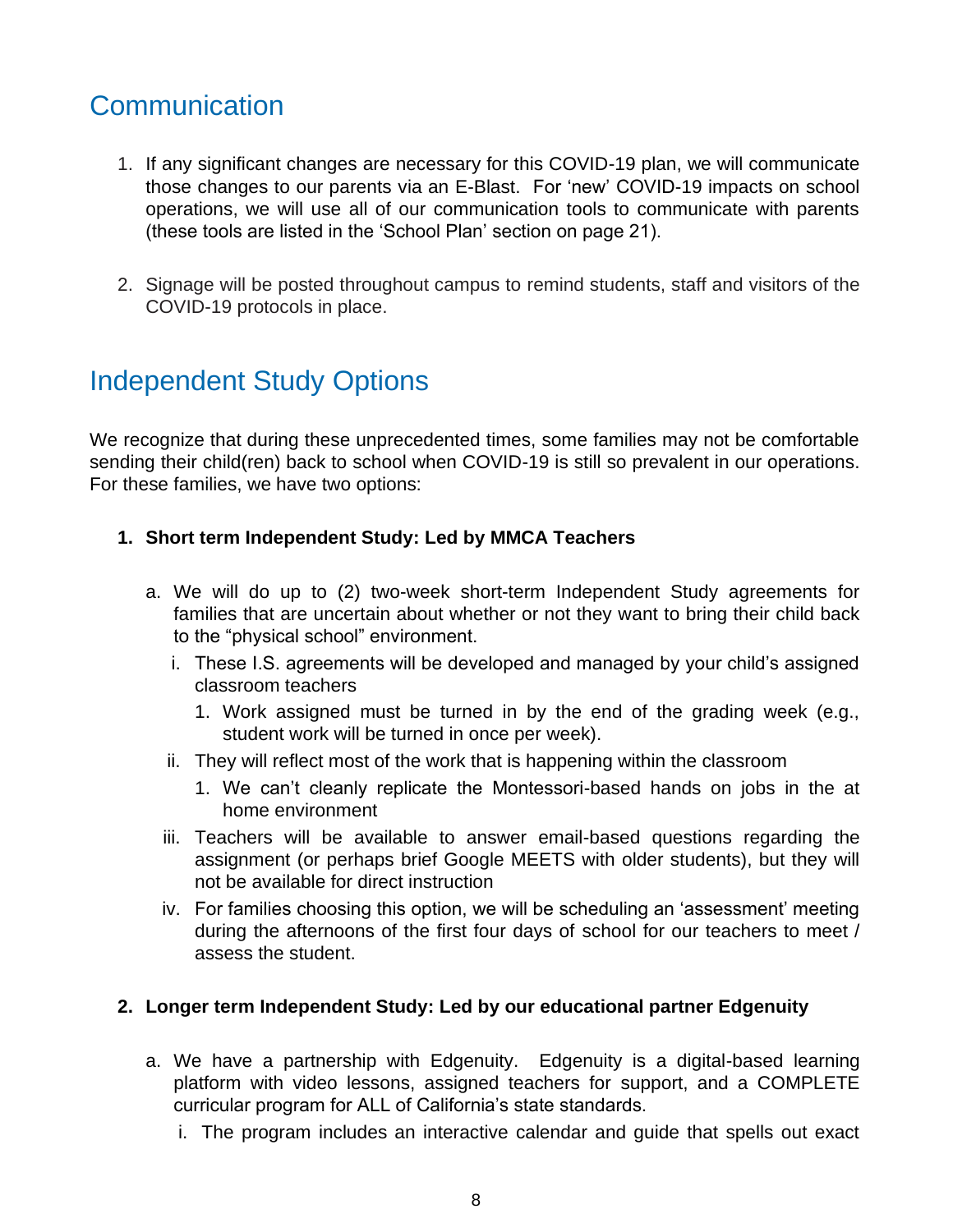## Communication

1. If any significant changes are necessary for this COVID-19 plan, we will communicate those changes to our parents via an E-Blast. For 'new' COVID-19 impacts on school operations, we will use all of our communication tools to communicate with parents (these tools are listed in the 'School Plan' section on page 21).

2. Signage will be posted throughout campus to remind students, staff and visitors of the COVID-19 protocols in place.

## Independent Study Options

We recognize that during these unprecedented times, some families may not be comfortable sending their child(ren) back to school when COVID-19 is still so prevalent in our operations. For these families, we have two options:

1. **Short term Independent Study: Led by MMCA Teachers**

   a. We will do up to (2) two-week short-term Independent Study agreements for families that are uncertain about whether or not they want to bring their child back to the "physical school" environment.

      i. These I.S. agreements will be developed and managed by your child's assigned classroom teachers

         1. Work assigned must be turned in by the end of the grading week (e.g., student work will be turned in once per week).

      ii. They will reflect most of the work that is happening within the classroom

         1. We can't cleanly replicate the Montessori-based hands on jobs in the at home environment

      iii. Teachers will be available to answer email-based questions regarding the assignment (or perhaps brief Google MEETS with older students), but they will not be available for direct instruction

      iv. For families choosing this option, we will be scheduling an 'assessment' meeting during the afternoons of the first four days of school for our teachers to meet / assess the student.

2. **Longer term Independent Study: Led by our educational partner Edgenuity**

   a. We have a partnership with Edgenuity. Edgenuity is a digital-based learning platform with video lessons, assigned teachers for support, and a COMPLETE curricular program for ALL of California's state standards.

      i. The program includes an interactive calendar and guide that spells out exact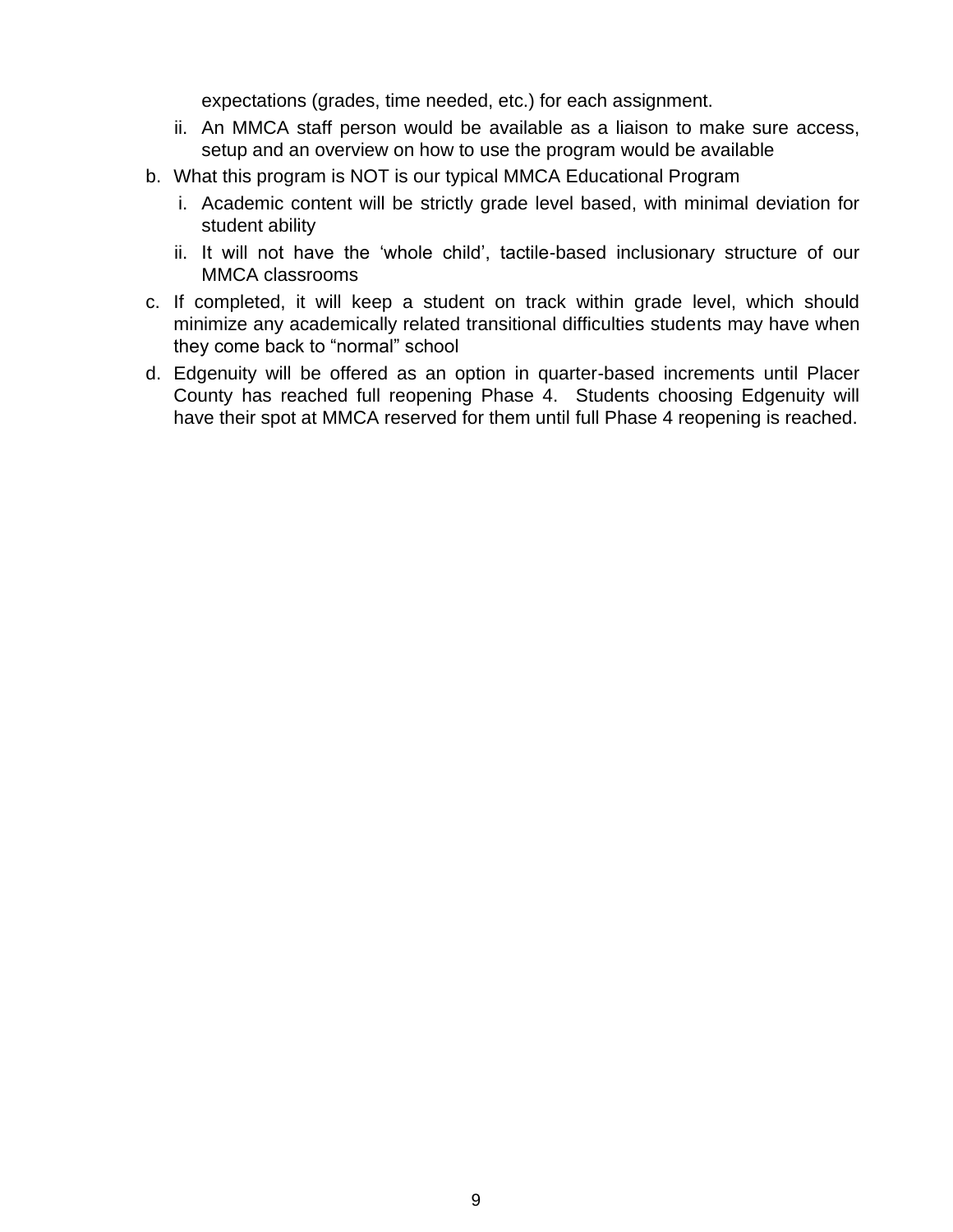expectations (grades, time needed, etc.) for each assignment.

    ii. An MMCA staff person would be available as a liaison to make sure access, setup and an overview on how to use the program would be available

b. What this program is NOT is our typical MMCA Educational Program

    i. Academic content will be strictly grade level based, with minimal deviation for student ability

    ii. It will not have the 'whole child', tactile-based inclusionary structure of our MMCA classrooms

c. If completed, it will keep a student on track within grade level, which should minimize any academically related transitional difficulties students may have when they come back to "normal" school

d. Edgenuity will be offered as an option in quarter-based increments until Placer County has reached full reopening Phase 4. Students choosing Edgenuity will have their spot at MMCA reserved for them until full Phase 4 reopening is reached.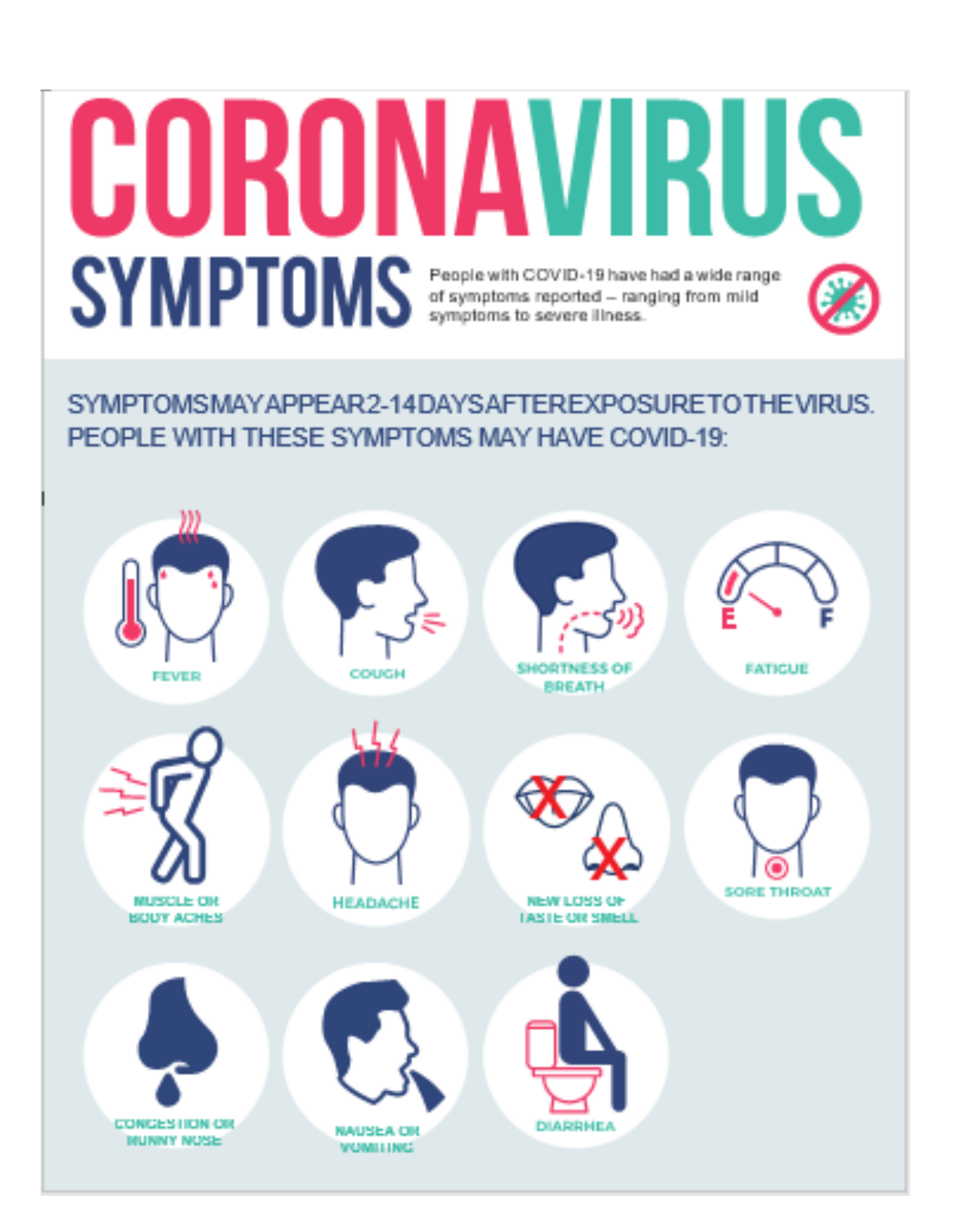# CORONAVIRUS

## SYMPTOMS

People with COVID-19 have had a wide range of symptoms reported – ranging from mild symptoms to severe illness.

SYMPTOMS MAY APPEAR 2-14 DAYS AFTER EXPOSURE TO THE VIRUS.
PEOPLE WITH THESE SYMPTOMS MAY HAVE COVID-19:

- FEVER
- COUGH
- SHORTNESS OF BREATH
- FATIGUE
- MUSCLE OR BODY ACHES
- HEADACHE
- NEW LOSS OF TASTE OR SMELL
- SORE THROAT
- CONGESTION OR RUNNY NOSE
- NAUSEA OR VOMITING
- DIARRHEA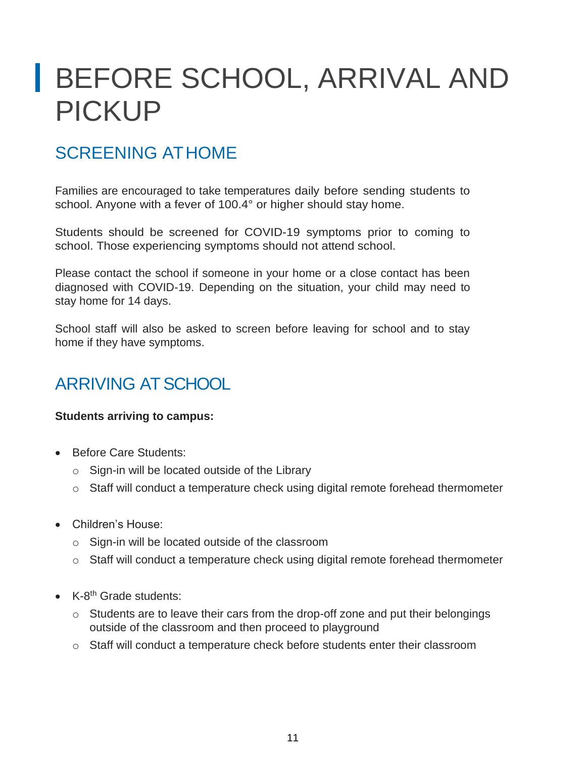# BEFORE SCHOOL, ARRIVAL AND PICKUP

## SCREENING AT HOME

Families are encouraged to take temperatures daily before sending students to school. Anyone with a fever of 100.4° or higher should stay home.

Students should be screened for COVID-19 symptoms prior to coming to school. Those experiencing symptoms should not attend school.

Please contact the school if someone in your home or a close contact has been diagnosed with COVID-19. Depending on the situation, your child may need to stay home for 14 days.

School staff will also be asked to screen before leaving for school and to stay home if they have symptoms.

## ARRIVING AT SCHOOL

**Students arriving to campus:**

- Before Care Students:
  - Sign-in will be located outside of the Library
  - Staff will conduct a temperature check using digital remote forehead thermometer
- Children's House:
  - Sign-in will be located outside of the classroom
  - Staff will conduct a temperature check using digital remote forehead thermometer
- K-8th Grade students:
  - Students are to leave their cars from the drop-off zone and put their belongings outside of the classroom and then proceed to playground
  - Staff will conduct a temperature check before students enter their classroom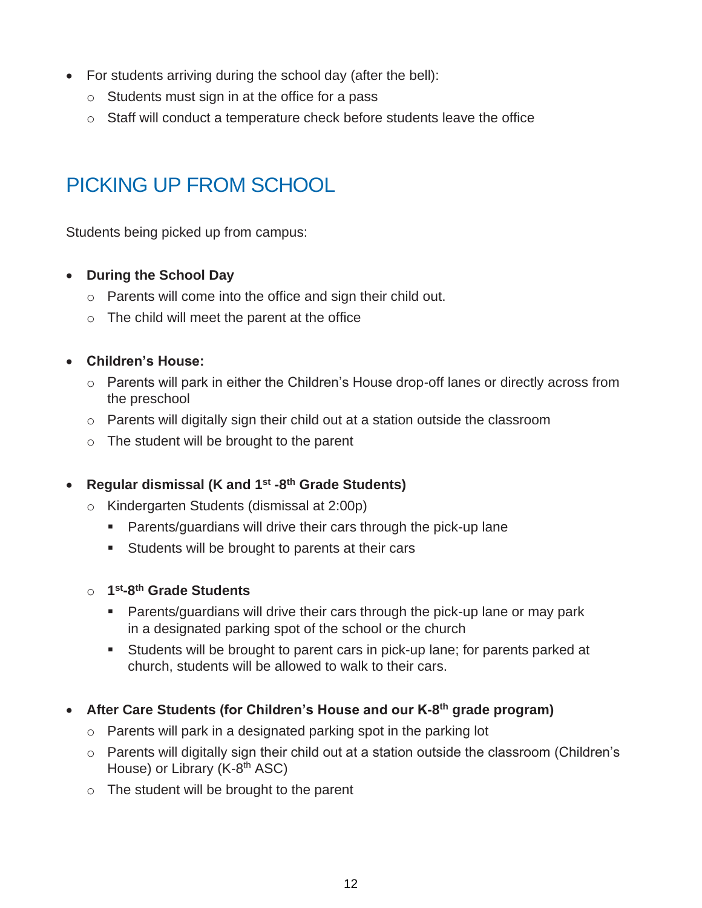- For students arriving during the school day (after the bell):
  - Students must sign in at the office for a pass
  - Staff will conduct a temperature check before students leave the office

## PICKING UP FROM SCHOOL

Students being picked up from campus:

- **During the School Day**
  - Parents will come into the office and sign their child out.
  - The child will meet the parent at the office

- **Children's House:**
  - Parents will park in either the Children's House drop-off lanes or directly across from the preschool
  - Parents will digitally sign their child out at a station outside the classroom
  - The student will be brought to the parent

- **Regular dismissal (K and 1st -8th Grade Students)**
  - Kindergarten Students (dismissal at 2:00p)
    - Parents/guardians will drive their cars through the pick-up lane
    - Students will be brought to parents at their cars
  - **1st-8th Grade Students**
    - Parents/guardians will drive their cars through the pick-up lane or may park in a designated parking spot of the school or the church
    - Students will be brought to parent cars in pick-up lane; for parents parked at church, students will be allowed to walk to their cars.

- **After Care Students (for Children's House and our K-8th grade program)**
  - Parents will park in a designated parking spot in the parking lot
  - Parents will digitally sign their child out at a station outside the classroom (Children's House) or Library (K-8th ASC)
  - The student will be brought to the parent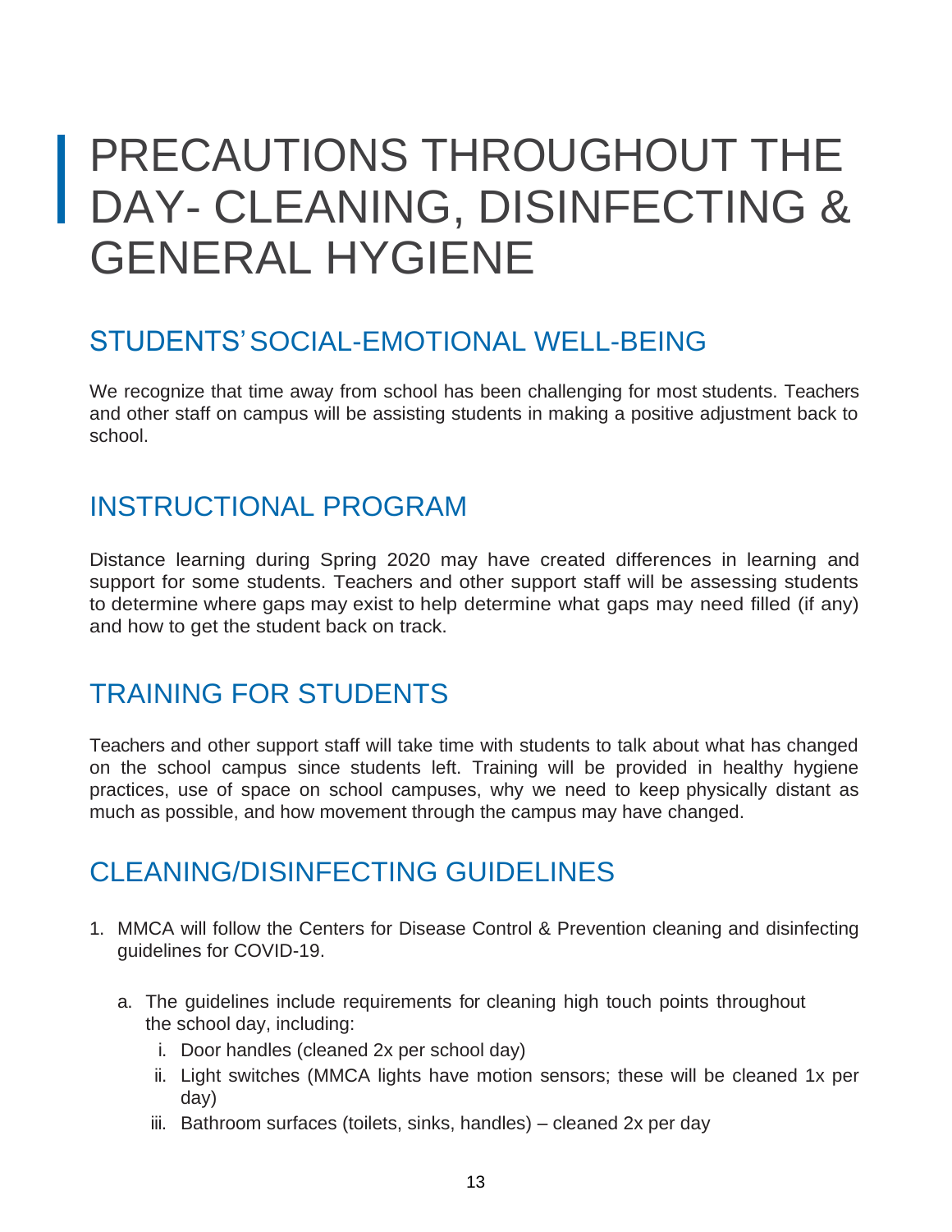# PRECAUTIONS THROUGHOUT THE DAY- CLEANING, DISINFECTING & GENERAL HYGIENE

## STUDENTS' SOCIAL-EMOTIONAL WELL-BEING

We recognize that time away from school has been challenging for most students. Teachers and other staff on campus will be assisting students in making a positive adjustment back to school.

## INSTRUCTIONAL PROGRAM

Distance learning during Spring 2020 may have created differences in learning and support for some students. Teachers and other support staff will be assessing students to determine where gaps may exist to help determine what gaps may need filled (if any) and how to get the student back on track.

## TRAINING FOR STUDENTS

Teachers and other support staff will take time with students to talk about what has changed on the school campus since students left. Training will be provided in healthy hygiene practices, use of space on school campuses, why we need to keep physically distant as much as possible, and how movement through the campus may have changed.

## CLEANING/DISINFECTING GUIDELINES

1. MMCA will follow the Centers for Disease Control & Prevention cleaning and disinfecting guidelines for COVID-19.
   a. The guidelines include requirements for cleaning high touch points throughout the school day, including:
      i. Door handles (cleaned 2x per school day)
      ii. Light switches (MMCA lights have motion sensors; these will be cleaned 1x per day)
      iii. Bathroom surfaces (toilets, sinks, handles) – cleaned 2x per day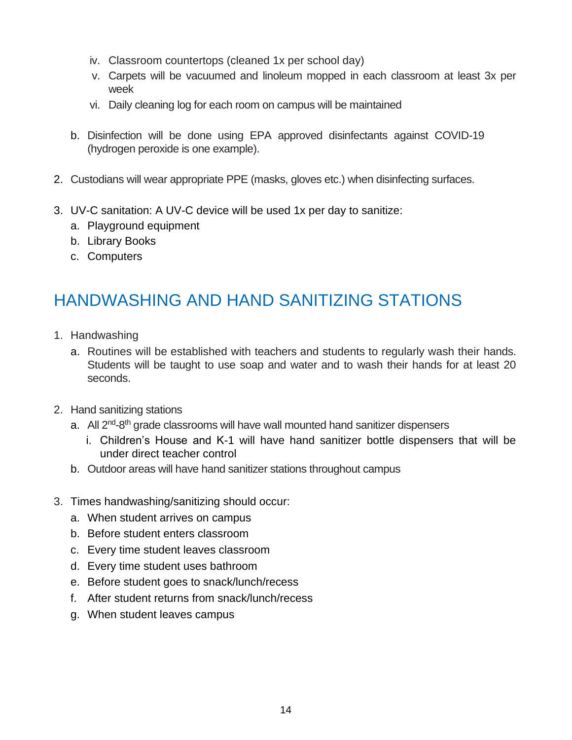iv. Classroom countertops (cleaned 1x per school day)
   v. Carpets will be vacuumed and linoleum mopped in each classroom at least 3x per week
   vi. Daily cleaning log for each room on campus will be maintained

b. Disinfection will be done using EPA approved disinfectants against COVID-19 (hydrogen peroxide is one example).

2. Custodians will wear appropriate PPE (masks, gloves etc.) when disinfecting surfaces.

3. UV-C sanitation: A UV-C device will be used 1x per day to sanitize:
   a. Playground equipment
   b. Library Books
   c. Computers

## HANDWASHING AND HAND SANITIZING STATIONS

1. Handwashing
   a. Routines will be established with teachers and students to regularly wash their hands. Students will be taught to use soap and water and to wash their hands for at least 20 seconds.

2. Hand sanitizing stations
   a. All 2nd-8th grade classrooms will have wall mounted hand sanitizer dispensers
      i. Children's House and K-1 will have hand sanitizer bottle dispensers that will be under direct teacher control
   b. Outdoor areas will have hand sanitizer stations throughout campus

3. Times handwashing/sanitizing should occur:
   a. When student arrives on campus
   b. Before student enters classroom
   c. Every time student leaves classroom
   d. Every time student uses bathroom
   e. Before student goes to snack/lunch/recess
   f. After student returns from snack/lunch/recess
   g. When student leaves campus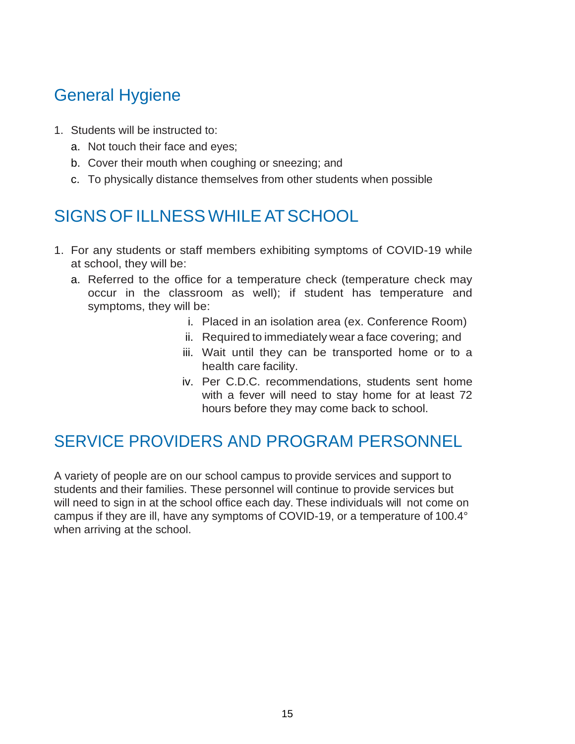## General Hygiene

1. Students will be instructed to:
   a. Not touch their face and eyes;
   b. Cover their mouth when coughing or sneezing; and
   c. To physically distance themselves from other students when possible

## SIGNS OF ILLNESS WHILE AT SCHOOL

1. For any students or staff members exhibiting symptoms of COVID-19 while at school, they will be:
   a. Referred to the office for a temperature check (temperature check may occur in the classroom as well); if student has temperature and symptoms, they will be:
      i. Placed in an isolation area (ex. Conference Room)
      ii. Required to immediately wear a face covering; and
      iii. Wait until they can be transported home or to a health care facility.
      iv. Per C.D.C. recommendations, students sent home with a fever will need to stay home for at least 72 hours before they may come back to school.

## SERVICE PROVIDERS AND PROGRAM PERSONNEL

A variety of people are on our school campus to provide services and support to students and their families. These personnel will continue to provide services but will need to sign in at the school office each day. These individuals will not come on campus if they are ill, have any symptoms of COVID-19, or a temperature of 100.4° when arriving at the school.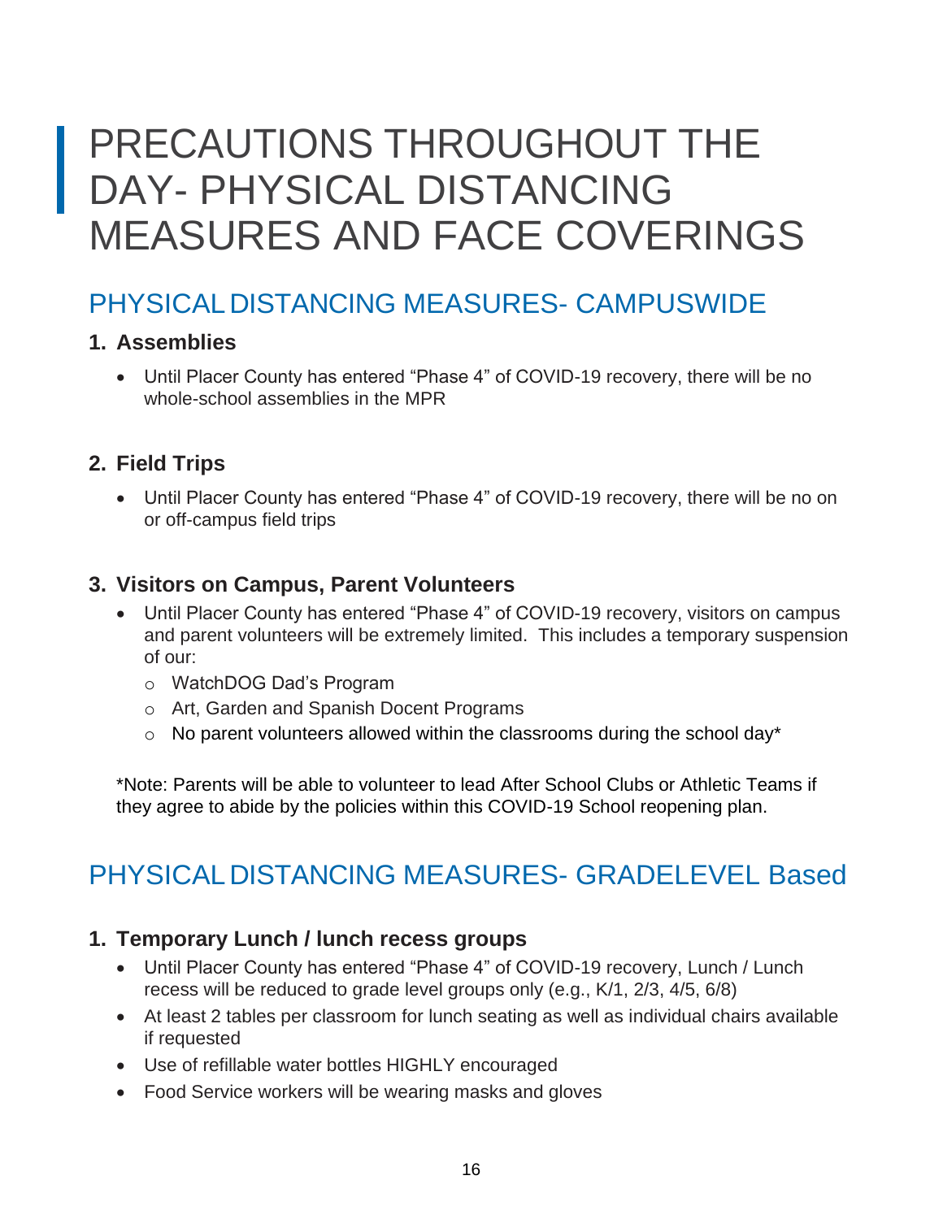# PRECAUTIONS THROUGHOUT THE DAY- PHYSICAL DISTANCING MEASURES AND FACE COVERINGS

## PHYSICAL DISTANCING MEASURES- CAMPUSWIDE

### 1. Assemblies

- Until Placer County has entered "Phase 4" of COVID-19 recovery, there will be no whole-school assemblies in the MPR

### 2. Field Trips

- Until Placer County has entered "Phase 4" of COVID-19 recovery, there will be no on or off-campus field trips

### 3. Visitors on Campus, Parent Volunteers

- Until Placer County has entered "Phase 4" of COVID-19 recovery, visitors on campus and parent volunteers will be extremely limited. This includes a temporary suspension of our:
  - WatchDOG Dad's Program
  - Art, Garden and Spanish Docent Programs
  - No parent volunteers allowed within the classrooms during the school day*

*Note: Parents will be able to volunteer to lead After School Clubs or Athletic Teams if they agree to abide by the policies within this COVID-19 School reopening plan.

## PHYSICAL DISTANCING MEASURES- GRADELEVEL Based

### 1. Temporary Lunch / lunch recess groups

- Until Placer County has entered "Phase 4" of COVID-19 recovery, Lunch / Lunch recess will be reduced to grade level groups only (e.g., K/1, 2/3, 4/5, 6/8)
- At least 2 tables per classroom for lunch seating as well as individual chairs available if requested
- Use of refillable water bottles HIGHLY encouraged
- Food Service workers will be wearing masks and gloves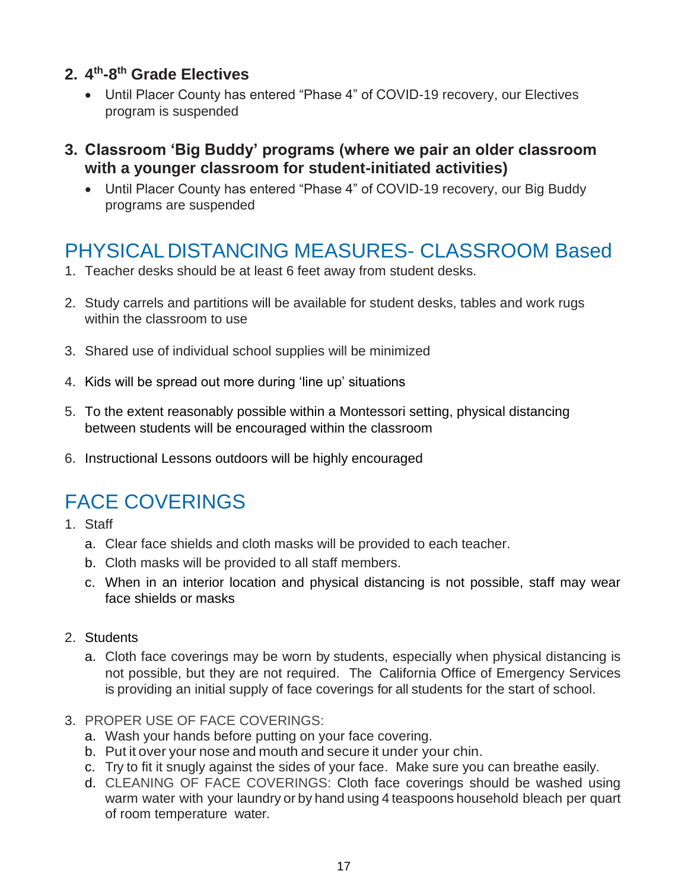**2. 4th-8th Grade Electives**

- Until Placer County has entered “Phase 4” of COVID-19 recovery, our Electives program is suspended

**3. Classroom ‘Big Buddy’ programs (where we pair an older classroom with a younger classroom for student-initiated activities)**

- Until Placer County has entered “Phase 4” of COVID-19 recovery, our Big Buddy programs are suspended

## PHYSICAL DISTANCING MEASURES- CLASSROOM Based

1. Teacher desks should be at least 6 feet away from student desks.

2. Study carrels and partitions will be available for student desks, tables and work rugs within the classroom to use

3. Shared use of individual school supplies will be minimized

4. Kids will be spread out more during ‘line up’ situations

5. To the extent reasonably possible within a Montessori setting, physical distancing between students will be encouraged within the classroom

6. Instructional Lessons outdoors will be highly encouraged

## FACE COVERINGS

1. Staff
   a. Clear face shields and cloth masks will be provided to each teacher.
   b. Cloth masks will be provided to all staff members.
   c. When in an interior location and physical distancing is not possible, staff may wear face shields or masks

2. Students
   a. Cloth face coverings may be worn by students, especially when physical distancing is not possible, but they are not required. The California Office of Emergency Services is providing an initial supply of face coverings for all students for the start of school.

3. PROPER USE OF FACE COVERINGS:
   a. Wash your hands before putting on your face covering.
   b. Put it over your nose and mouth and secure it under your chin.
   c. Try to fit it snugly against the sides of your face. Make sure you can breathe easily.
   d. CLEANING OF FACE COVERINGS: Cloth face coverings should be washed using warm water with your laundry or by hand using 4 teaspoons household bleach per quart of room temperature water.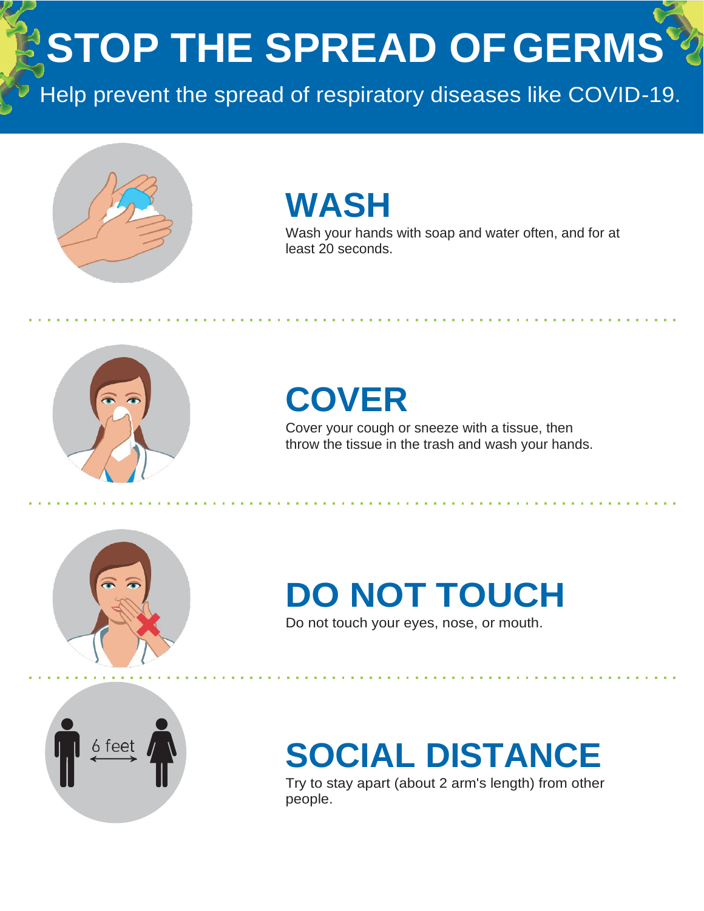# STOP THE SPREAD OF GERMS

Help prevent the spread of respiratory diseases like COVID-19.

## WASH

Wash your hands with soap and water often, and for at least 20 seconds.

## COVER

Cover your cough or sneeze with a tissue, then throw the tissue in the trash and wash your hands.

## DO NOT TOUCH

Do not touch your eyes, nose, or mouth.

## SOCIAL DISTANCE

6 feet

Try to stay apart (about 2 arm's length) from other people.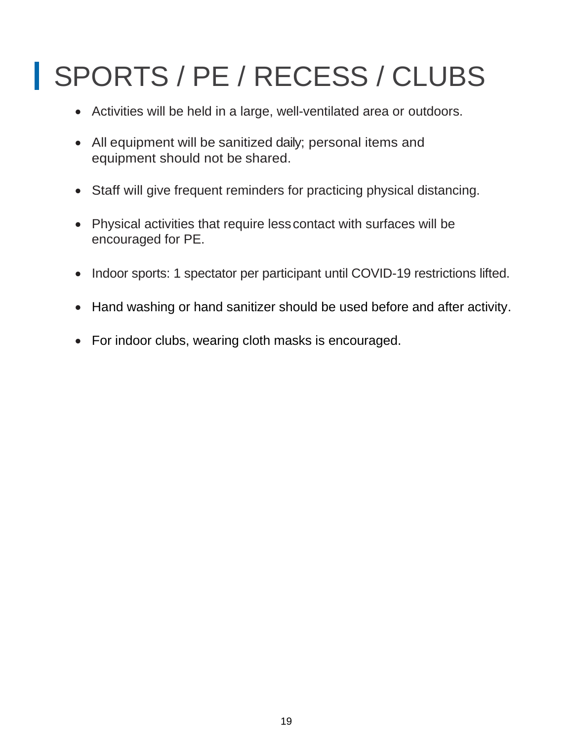# SPORTS / PE / RECESS / CLUBS

- Activities will be held in a large, well-ventilated area or outdoors.
- All equipment will be sanitized daily; personal items and equipment should not be shared.
- Staff will give frequent reminders for practicing physical distancing.
- Physical activities that require less contact with surfaces will be encouraged for PE.
- Indoor sports: 1 spectator per participant until COVID-19 restrictions lifted.
- Hand washing or hand sanitizer should be used before and after activity.
- For indoor clubs, wearing cloth masks is encouraged.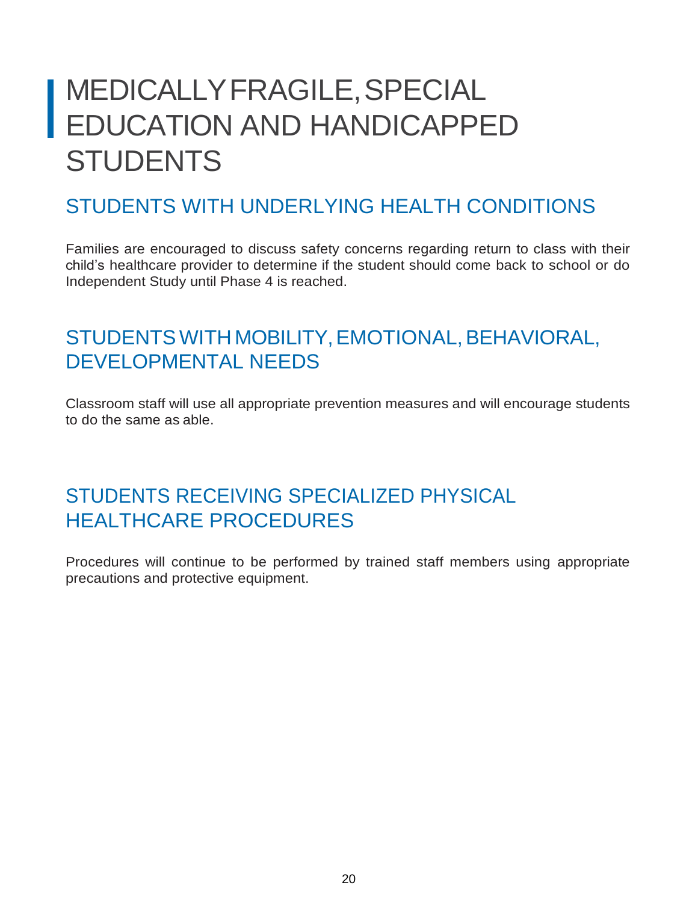# MEDICALLY FRAGILE, SPECIAL EDUCATION AND HANDICAPPED STUDENTS

## STUDENTS WITH UNDERLYING HEALTH CONDITIONS

Families are encouraged to discuss safety concerns regarding return to class with their child's healthcare provider to determine if the student should come back to school or do Independent Study until Phase 4 is reached.

## STUDENTS WITH MOBILITY, EMOTIONAL, BEHAVIORAL, DEVELOPMENTAL NEEDS

Classroom staff will use all appropriate prevention measures and will encourage students to do the same as able.

## STUDENTS RECEIVING SPECIALIZED PHYSICAL HEALTHCARE PROCEDURES

Procedures will continue to be performed by trained staff members using appropriate precautions and protective equipment.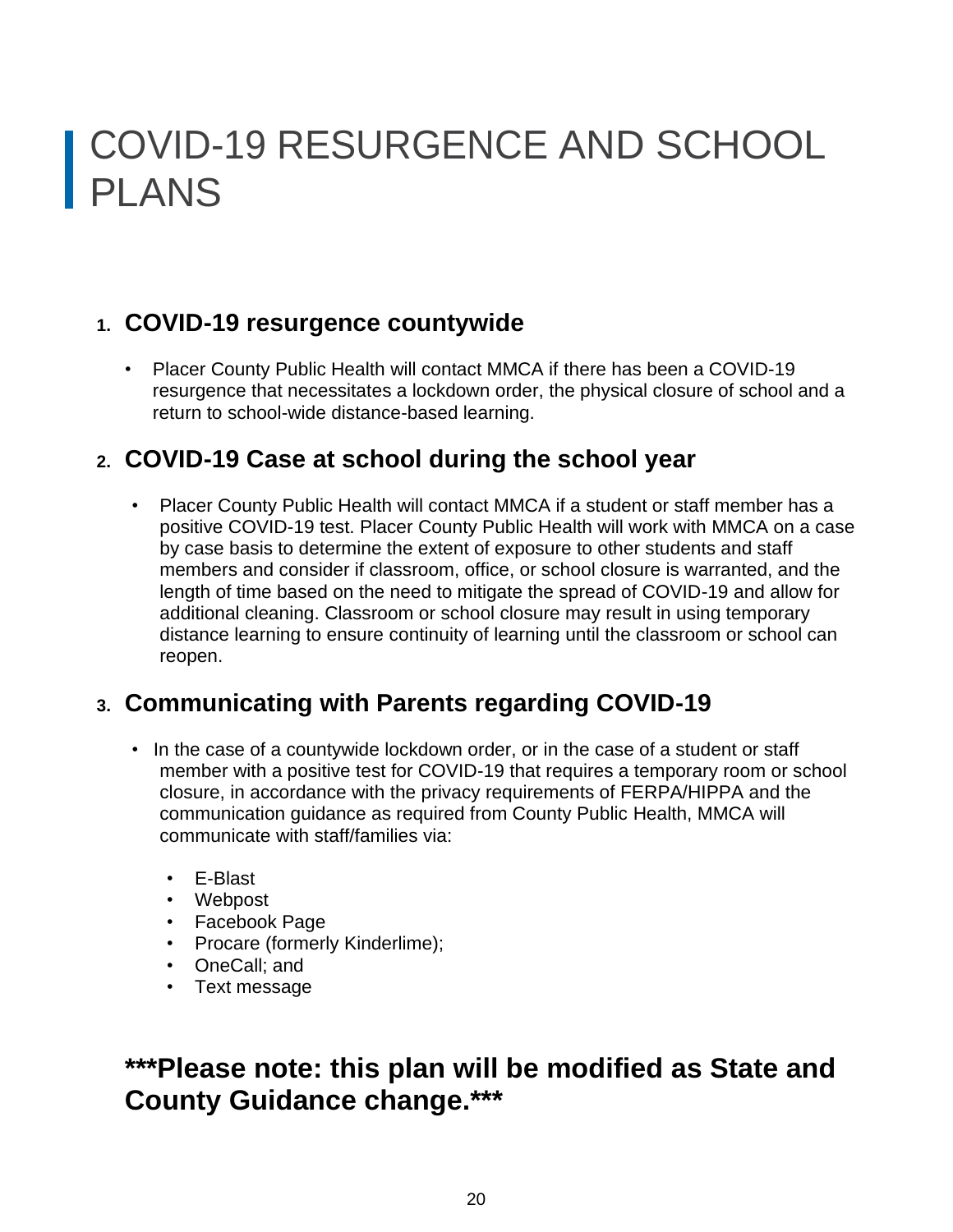# COVID-19 RESURGENCE AND SCHOOL PLANS

## 1. COVID-19 resurgence countywide

- Placer County Public Health will contact MMCA if there has been a COVID-19 resurgence that necessitates a lockdown order, the physical closure of school and a return to school-wide distance-based learning.

## 2. COVID-19 Case at school during the school year

- Placer County Public Health will contact MMCA if a student or staff member has a positive COVID-19 test. Placer County Public Health will work with MMCA on a case by case basis to determine the extent of exposure to other students and staff members and consider if classroom, office, or school closure is warranted, and the length of time based on the need to mitigate the spread of COVID-19 and allow for additional cleaning. Classroom or school closure may result in using temporary distance learning to ensure continuity of learning until the classroom or school can reopen.

## 3. Communicating with Parents regarding COVID-19

- In the case of a countywide lockdown order, or in the case of a student or staff member with a positive test for COVID-19 that requires a temporary room or school closure, in accordance with the privacy requirements of FERPA/HIPPA and the communication guidance as required from County Public Health, MMCA will communicate with staff/families via:
  - E-Blast
  - Webpost
  - Facebook Page
  - Procare (formerly Kinderlime);
  - OneCall; and
  - Text message

**\*\*\*Please note: this plan will be modified as State and County Guidance change.\*\*\***